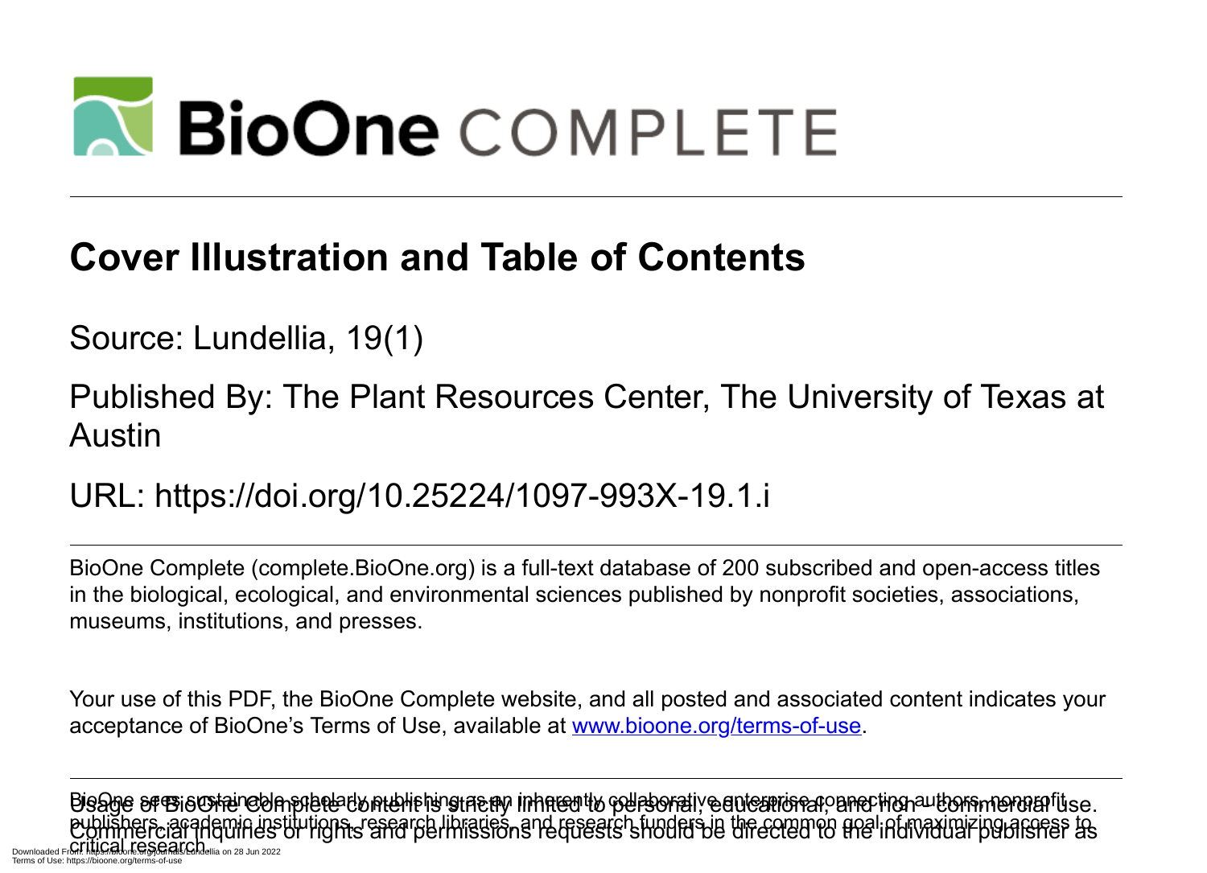# BioOne COMPLETE

## Cover Illustration and Table of Contents

Source: Lundellia, 19(1)

Published By: The Plant Resources Center, The University of Texas at Austin

URL: https://doi.org/10.25224/1097-993X-19.1.i

BioOne Complete (complete.BioOne.org) is a full-text database of 200 subscribed and open-access titles in the biological, ecological, and environmental sciences published by nonprofit societies, associations, museums, institutions, and presses.

Your use of this PDF, the BioOne Complete website, and all posted and associated content indicates your acceptance of BioOne's Terms of Use, available at www.bioone.org/terms-of-use.

Usage of BioOne Complete content is strictly limited to personal, educational, and non-commercial use. Commercial inquiries or rights and permissions requests should be directed to the individual publisher as copyright holder.

BioOne sees sustainable scholarly publishing as an inherently collaborative enterprise connecting authors, nonprofit publishers, academic institutions, research libraries, and research funders in the common goal of maximizing access to critical research.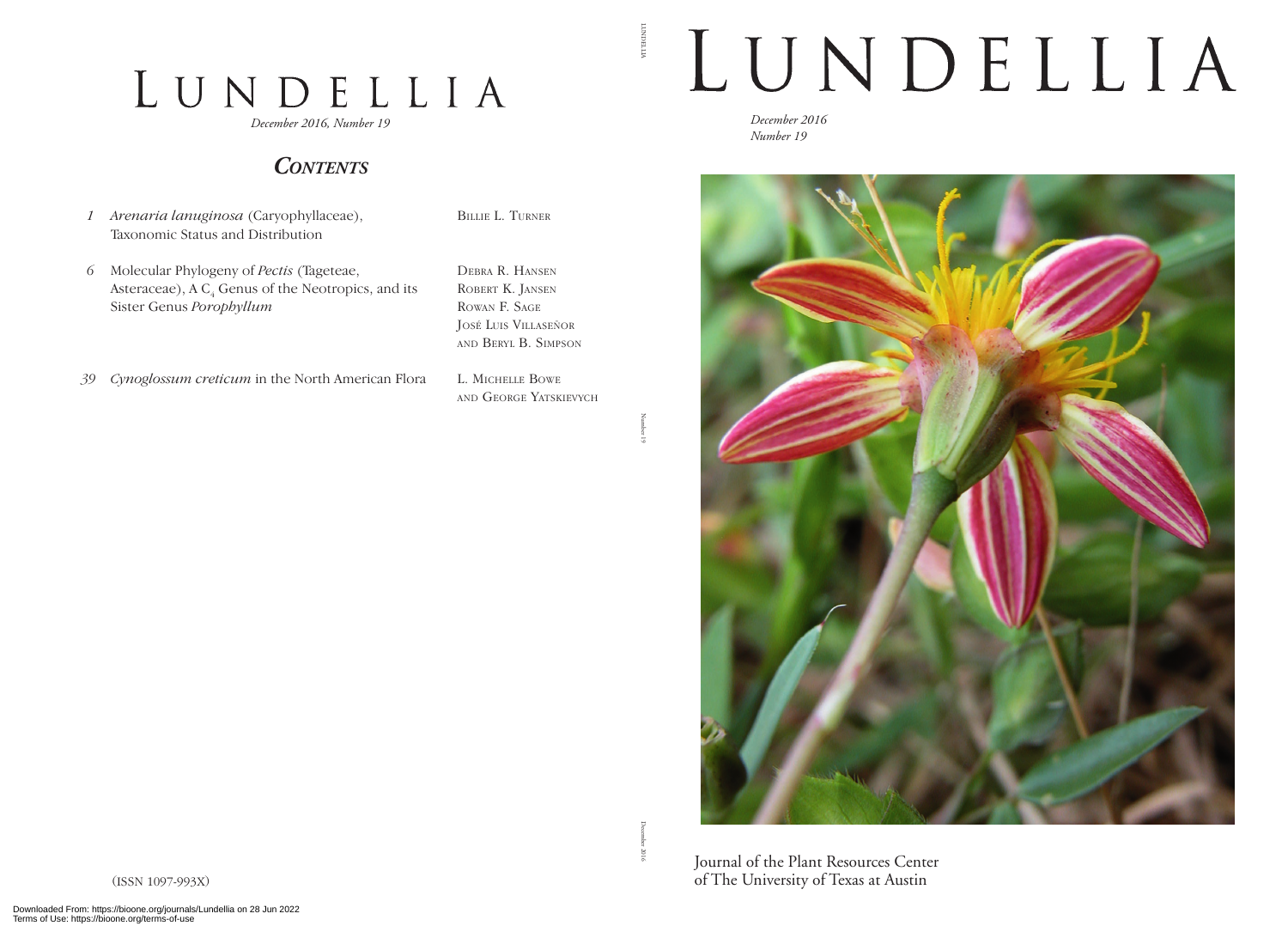# LUNDELLIA

*December 2016, Number 19*

## *CONTENTS*

| | | |
|---|---|---|
| *1* | *Arenaria lanuginosa* (Caryophyllaceae), Taxonomic Status and Distribution | BILLIE L. TURNER |
| *6* | Molecular Phylogeny of *Pectis* (Tageteae, Asteraceae), A $C_4$ Genus of the Neotropics, and its Sister Genus *Porophyllum* | DEBRA R. HANSEN<br>ROBERT K. JANSEN<br>ROWAN F. SAGE<br>JOSÉ LUIS VILLASEÑOR<br>AND BERYL B. SIMPSON |
| *39* | *Cynoglossum creticum* in the North American Flora | L. MICHELLE BOWE<br>AND GEORGE YATSKIEVYCH |

(ISSN 1097-993X)

LUNDELLIA

Number 19

December 2016

# LUNDELLIA

*December 2016*
*Number 19*

Journal of the Plant Resources Center
of The University of Texas at Austin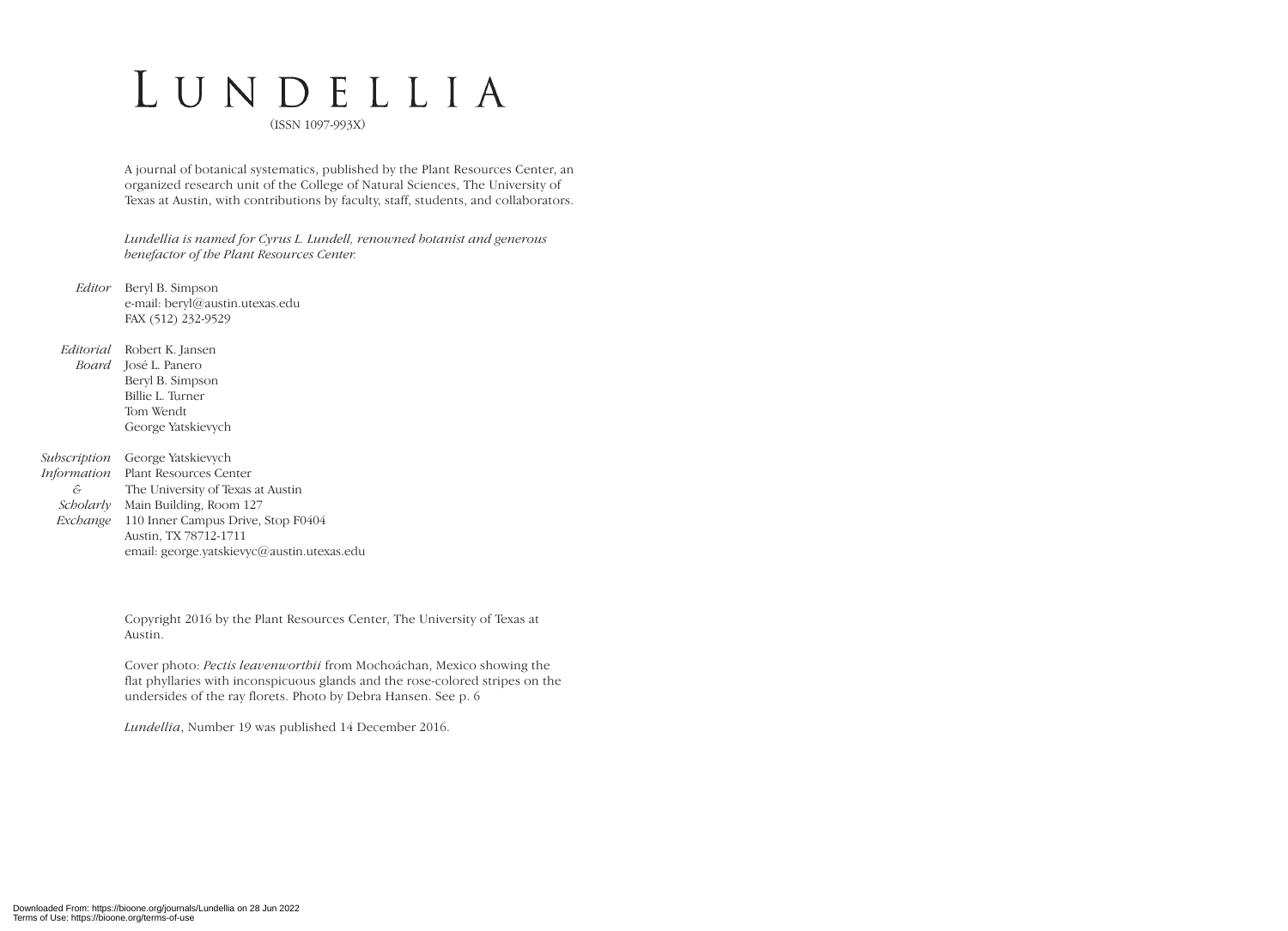# LUNDELLIA

(ISSN 1097-993X)

A journal of botanical systematics, published by the Plant Resources Center, an organized research unit of the College of Natural Sciences, The University of Texas at Austin, with contributions by faculty, staff, students, and collaborators.

*Lundellia is named for Cyrus L. Lundell, renowned botanist and generous benefactor of the Plant Resources Center.*

*Editor* Beryl B. Simpson
e-mail: beryl@austin.utexas.edu
FAX (512) 232-9529

*Editorial Board* Robert K. Jansen
José L. Panero
Beryl B. Simpson
Billie L. Turner
Tom Wendt
George Yatskievych

*Subscription Information & Scholarly Exchange* George Yatskievych
Plant Resources Center
The University of Texas at Austin
Main Building, Room 127
110 Inner Campus Drive, Stop F0404
Austin, TX 78712-1711
email: george.yatskievyc@austin.utexas.edu

Copyright 2016 by the Plant Resources Center, The University of Texas at Austin.

Cover photo: *Pectis leavenworthii* from Mochoáchan, Mexico showing the flat phyllaries with inconspicuous glands and the rose-colored stripes on the undersides of the ray florets. Photo by Debra Hansen. See p. 6

*Lundellia*, Number 19 was published 14 December 2016.